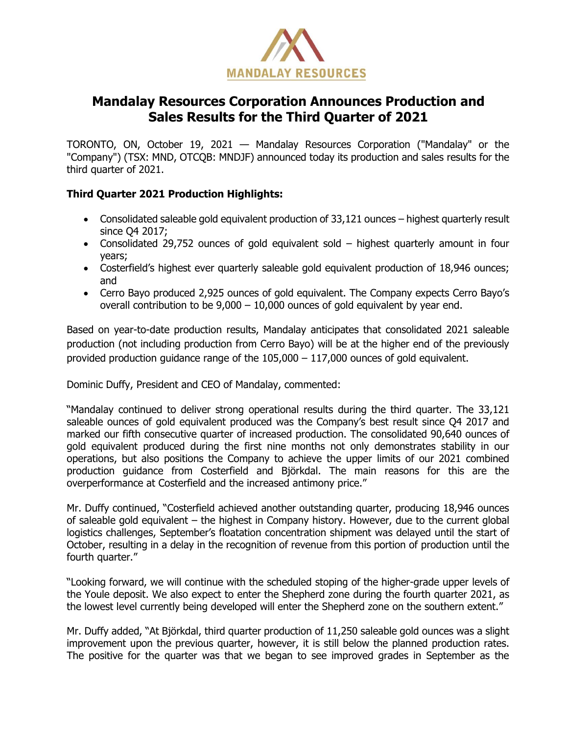# Mandalay Resources Corporation Announces Production and Sales Results for the Third Quarter of 2021

TORONTO, ON, October 19, 2021 — Mandalay Resources Corporation ("Mandalay" or the "Company") (TSX: MND, OTCQB: MNDJF) announced today its production and sales results for the third quarter of 2021.

**Third Quarter 2021 Production Highlights:**

- Consolidated saleable gold equivalent production of 33,121 ounces – highest quarterly result since Q4 2017;
- Consolidated 29,752 ounces of gold equivalent sold – highest quarterly amount in four years;
- Costerfield's highest ever quarterly saleable gold equivalent production of 18,946 ounces; and
- Cerro Bayo produced 2,925 ounces of gold equivalent. The Company expects Cerro Bayo's overall contribution to be 9,000 – 10,000 ounces of gold equivalent by year end.

Based on year-to-date production results, Mandalay anticipates that consolidated 2021 saleable production (not including production from Cerro Bayo) will be at the higher end of the previously provided production guidance range of the 105,000 – 117,000 ounces of gold equivalent.

Dominic Duffy, President and CEO of Mandalay, commented:

"Mandalay continued to deliver strong operational results during the third quarter. The 33,121 saleable ounces of gold equivalent produced was the Company's best result since Q4 2017 and marked our fifth consecutive quarter of increased production. The consolidated 90,640 ounces of gold equivalent produced during the first nine months not only demonstrates stability in our operations, but also positions the Company to achieve the upper limits of our 2021 combined production guidance from Costerfield and Björkdal. The main reasons for this are the overperformance at Costerfield and the increased antimony price."

Mr. Duffy continued, "Costerfield achieved another outstanding quarter, producing 18,946 ounces of saleable gold equivalent – the highest in Company history. However, due to the current global logistics challenges, September's floatation concentration shipment was delayed until the start of October, resulting in a delay in the recognition of revenue from this portion of production until the fourth quarter."

"Looking forward, we will continue with the scheduled stoping of the higher-grade upper levels of the Youle deposit. We also expect to enter the Shepherd zone during the fourth quarter 2021, as the lowest level currently being developed will enter the Shepherd zone on the southern extent."

Mr. Duffy added, "At Björkdal, third quarter production of 11,250 saleable gold ounces was a slight improvement upon the previous quarter, however, it is still below the planned production rates. The positive for the quarter was that we began to see improved grades in September as the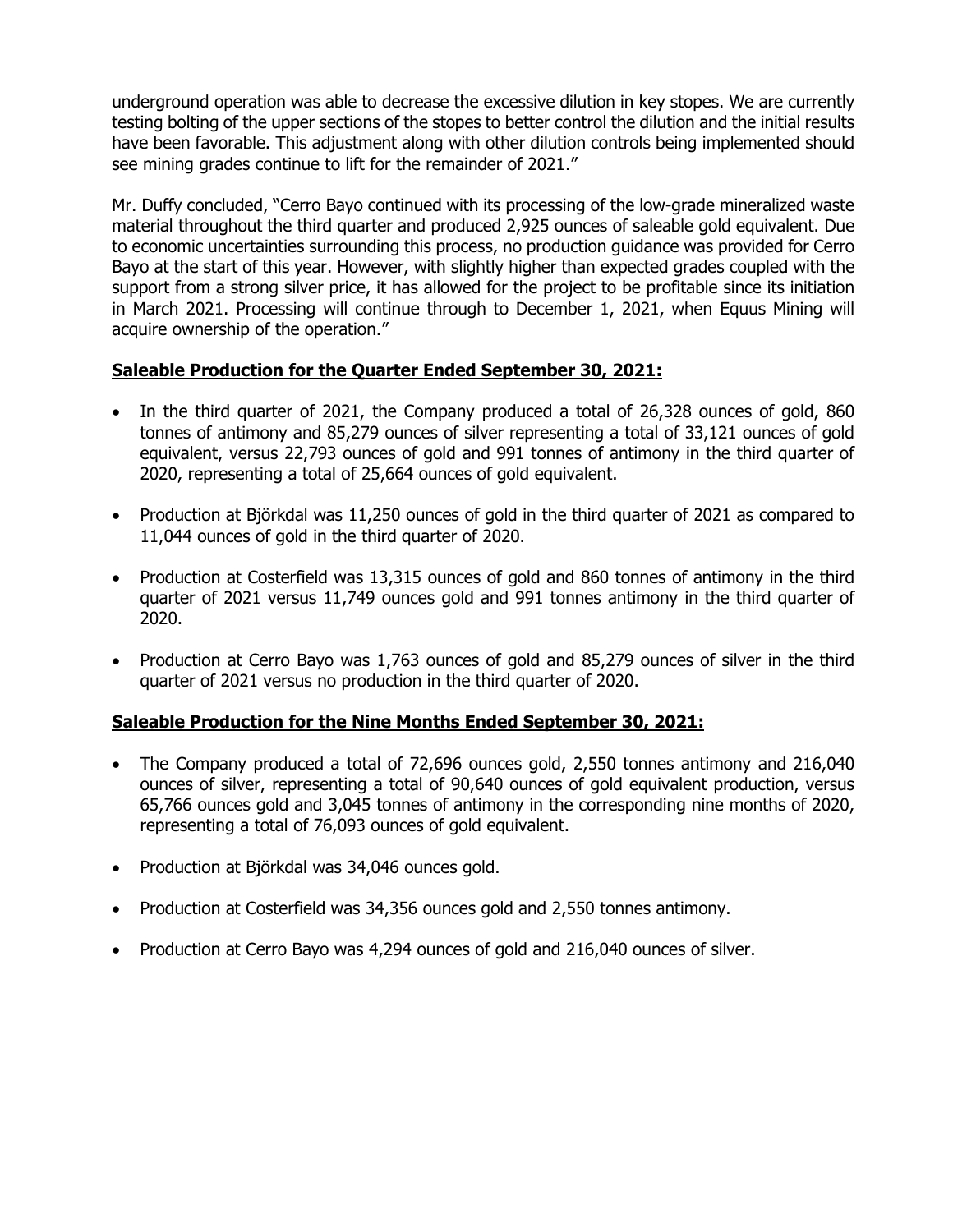underground operation was able to decrease the excessive dilution in key stopes. We are currently testing bolting of the upper sections of the stopes to better control the dilution and the initial results have been favorable. This adjustment along with other dilution controls being implemented should see mining grades continue to lift for the remainder of 2021."

Mr. Duffy concluded, "Cerro Bayo continued with its processing of the low-grade mineralized waste material throughout the third quarter and produced 2,925 ounces of saleable gold equivalent. Due to economic uncertainties surrounding this process, no production guidance was provided for Cerro Bayo at the start of this year. However, with slightly higher than expected grades coupled with the support from a strong silver price, it has allowed for the project to be profitable since its initiation in March 2021. Processing will continue through to December 1, 2021, when Equus Mining will acquire ownership of the operation."

**Saleable Production for the Quarter Ended September 30, 2021:**

- In the third quarter of 2021, the Company produced a total of 26,328 ounces of gold, 860 tonnes of antimony and 85,279 ounces of silver representing a total of 33,121 ounces of gold equivalent, versus 22,793 ounces of gold and 991 tonnes of antimony in the third quarter of 2020, representing a total of 25,664 ounces of gold equivalent.
- Production at Björkdal was 11,250 ounces of gold in the third quarter of 2021 as compared to 11,044 ounces of gold in the third quarter of 2020.
- Production at Costerfield was 13,315 ounces of gold and 860 tonnes of antimony in the third quarter of 2021 versus 11,749 ounces gold and 991 tonnes antimony in the third quarter of 2020.
- Production at Cerro Bayo was 1,763 ounces of gold and 85,279 ounces of silver in the third quarter of 2021 versus no production in the third quarter of 2020.

**Saleable Production for the Nine Months Ended September 30, 2021:**

- The Company produced a total of 72,696 ounces gold, 2,550 tonnes antimony and 216,040 ounces of silver, representing a total of 90,640 ounces of gold equivalent production, versus 65,766 ounces gold and 3,045 tonnes of antimony in the corresponding nine months of 2020, representing a total of 76,093 ounces of gold equivalent.
- Production at Björkdal was 34,046 ounces gold.
- Production at Costerfield was 34,356 ounces gold and 2,550 tonnes antimony.
- Production at Cerro Bayo was 4,294 ounces of gold and 216,040 ounces of silver.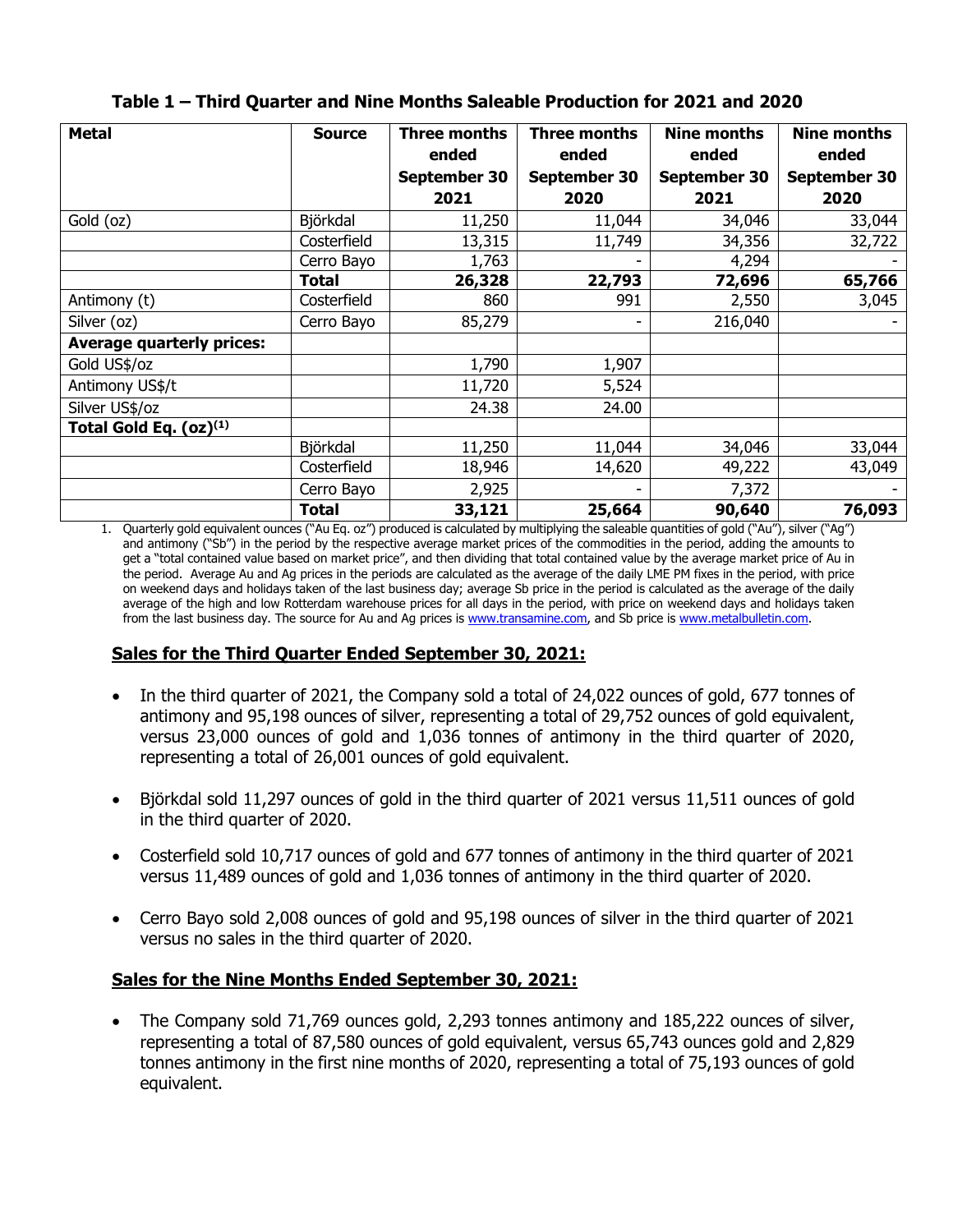### Table 1 – Third Quarter and Nine Months Saleable Production for 2021 and 2020

| Metal | Source | Three months ended September 30 2021 | Three months ended September 30 2020 | Nine months ended September 30 2021 | Nine months ended September 30 2020 |
|---|---|---|---|---|---|
| Gold (oz) | Björkdal | 11,250 | 11,044 | 34,046 | 33,044 |
| | Costerfield | 13,315 | 11,749 | 34,356 | 32,722 |
| | Cerro Bayo | 1,763 | - | 4,294 | - |
| | **Total** | **26,328** | **22,793** | **72,696** | **65,766** |
| Antimony (t) | Costerfield | 860 | 991 | 2,550 | 3,045 |
| Silver (oz) | Cerro Bayo | 85,279 | - | 216,040 | - |
| **Average quarterly prices:** | | | | | |
| Gold US$/oz | | 1,790 | 1,907 | | |
| Antimony US$/t | | 11,720 | 5,524 | | |
| Silver US$/oz | | 24.38 | 24.00 | | |
| **Total Gold Eq. (oz)[1]** | | | | | |
| | Björkdal | 11,250 | 11,044 | 34,046 | 33,044 |
| | Costerfield | 18,946 | 14,620 | 49,222 | 43,049 |
| | Cerro Bayo | 2,925 | - | 7,372 | - |
| | **Total** | **33,121** | **25,664** | **90,640** | **76,093** |

1. Quarterly gold equivalent ounces ("Au Eq. oz") produced is calculated by multiplying the saleable quantities of gold ("Au"), silver ("Ag") and antimony ("Sb") in the period by the respective average market prices of the commodities in the period, adding the amounts to get a "total contained value based on market price", and then dividing that total contained value by the average market price of Au in the period. Average Au and Ag prices in the periods are calculated as the average of the daily LME PM fixes in the period, with price on weekend days and holidays taken of the last business day; average Sb price in the period is calculated as the average of the daily average of the high and low Rotterdam warehouse prices for all days in the period, with price on weekend days and holidays taken from the last business day. The source for Au and Ag prices is www.transamine.com, and Sb price is www.metalbulletin.com.

## Sales for the Third Quarter Ended September 30, 2021:

- In the third quarter of 2021, the Company sold a total of 24,022 ounces of gold, 677 tonnes of antimony and 95,198 ounces of silver, representing a total of 29,752 ounces of gold equivalent, versus 23,000 ounces of gold and 1,036 tonnes of antimony in the third quarter of 2020, representing a total of 26,001 ounces of gold equivalent.

- Björkdal sold 11,297 ounces of gold in the third quarter of 2021 versus 11,511 ounces of gold in the third quarter of 2020.

- Costerfield sold 10,717 ounces of gold and 677 tonnes of antimony in the third quarter of 2021 versus 11,489 ounces of gold and 1,036 tonnes of antimony in the third quarter of 2020.

- Cerro Bayo sold 2,008 ounces of gold and 95,198 ounces of silver in the third quarter of 2021 versus no sales in the third quarter of 2020.

## Sales for the Nine Months Ended September 30, 2021:

- The Company sold 71,769 ounces gold, 2,293 tonnes antimony and 185,222 ounces of silver, representing a total of 87,580 ounces of gold equivalent, versus 65,743 ounces gold and 2,829 tonnes antimony in the first nine months of 2020, representing a total of 75,193 ounces of gold equivalent.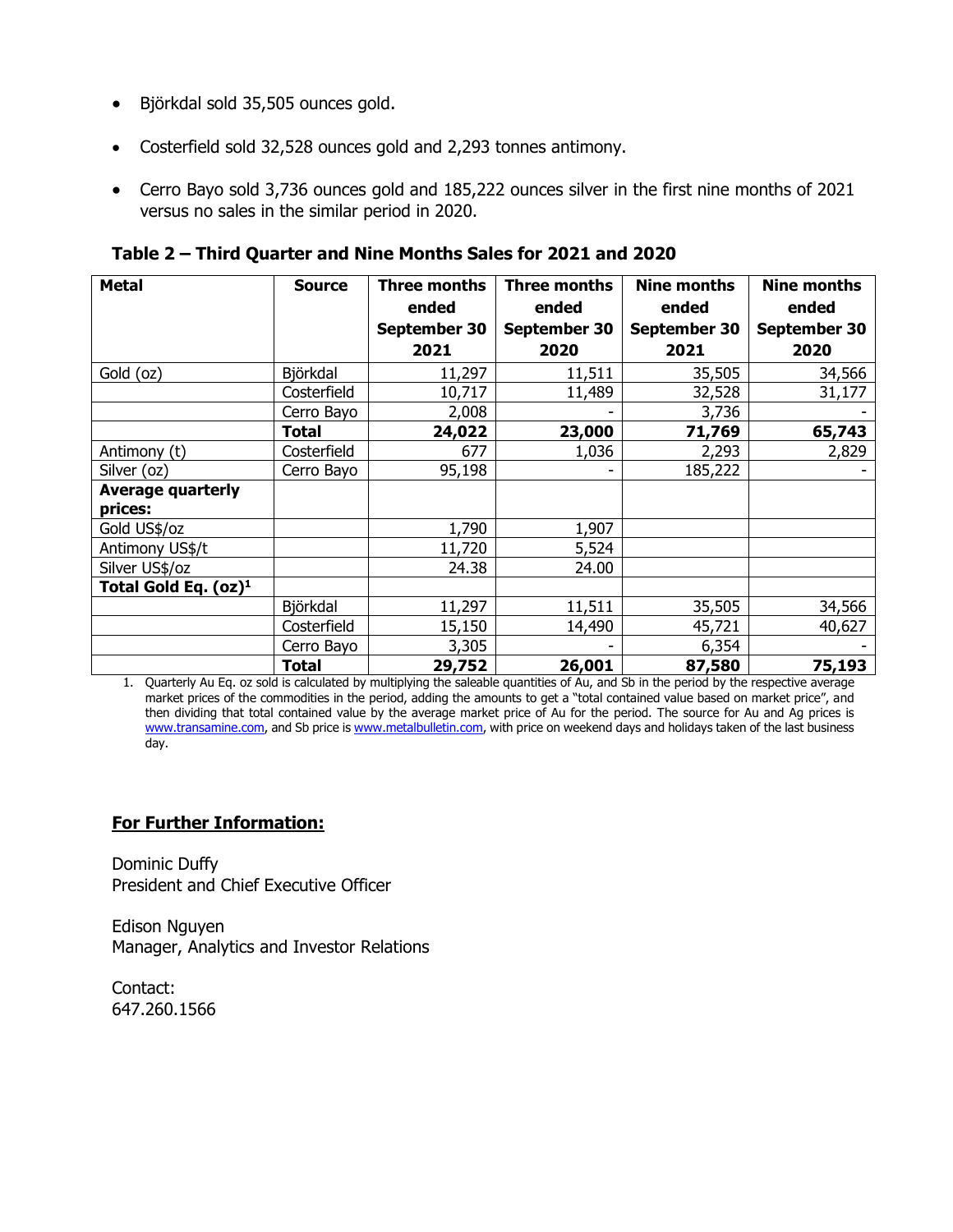- Björkdal sold 35,505 ounces gold.
- Costerfield sold 32,528 ounces gold and 2,293 tonnes antimony.
- Cerro Bayo sold 3,736 ounces gold and 185,222 ounces silver in the first nine months of 2021 versus no sales in the similar period in 2020.

**Table 2 – Third Quarter and Nine Months Sales for 2021 and 2020**

| Metal | Source | Three months ended September 30 2021 | Three months ended September 30 2020 | Nine months ended September 30 2021 | Nine months ended September 30 2020 |
|---|---|---|---|---|---|
| Gold (oz) | Björkdal | 11,297 | 11,511 | 35,505 | 34,566 |
| | Costerfield | 10,717 | 11,489 | 32,528 | 31,177 |
| | Cerro Bayo | 2,008 | - | 3,736 | - |
| | **Total** | **24,022** | **23,000** | **71,769** | **65,743** |
| Antimony (t) | Costerfield | 677 | 1,036 | 2,293 | 2,829 |
| Silver (oz) | Cerro Bayo | 95,198 | - | 185,222 | - |
| **Average quarterly prices:** | | | | | |
| Gold US$/oz | | 1,790 | 1,907 | | |
| Antimony US$/t | | 11,720 | 5,524 | | |
| Silver US$/oz | | 24.38 | 24.00 | | |
| **Total Gold Eq. (oz)[1]** | | | | | |
| | Björkdal | 11,297 | 11,511 | 35,505 | 34,566 |
| | Costerfield | 15,150 | 14,490 | 45,721 | 40,627 |
| | Cerro Bayo | 3,305 | - | 6,354 | - |
| | **Total** | **29,752** | **26,001** | **87,580** | **75,193** |

1. Quarterly Au Eq. oz sold is calculated by multiplying the saleable quantities of Au, and Sb in the period by the respective average market prices of the commodities in the period, adding the amounts to get a "total contained value based on market price", and then dividing that total contained value by the average market price of Au for the period. The source for Au and Ag prices is www.transamine.com, and Sb price is www.metalbulletin.com, with price on weekend days and holidays taken of the last business day.

## For Further Information:

Dominic Duffy
President and Chief Executive Officer

Edison Nguyen
Manager, Analytics and Investor Relations

Contact:
647.260.1566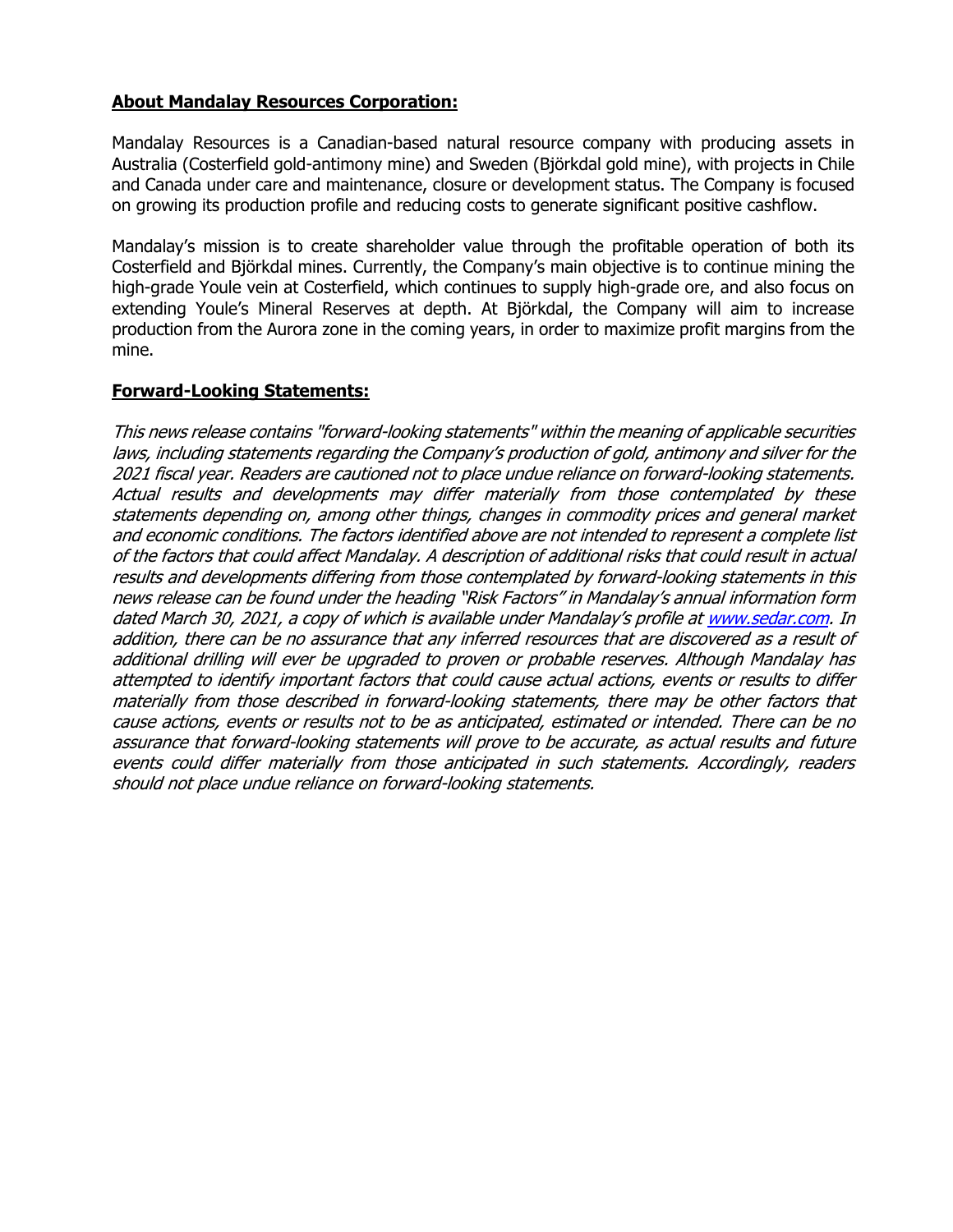**About Mandalay Resources Corporation:**

Mandalay Resources is a Canadian-based natural resource company with producing assets in Australia (Costerfield gold-antimony mine) and Sweden (Björkdal gold mine), with projects in Chile and Canada under care and maintenance, closure or development status. The Company is focused on growing its production profile and reducing costs to generate significant positive cashflow.

Mandalay's mission is to create shareholder value through the profitable operation of both its Costerfield and Björkdal mines. Currently, the Company's main objective is to continue mining the high-grade Youle vein at Costerfield, which continues to supply high-grade ore, and also focus on extending Youle's Mineral Reserves at depth. At Björkdal, the Company will aim to increase production from the Aurora zone in the coming years, in order to maximize profit margins from the mine.

**Forward-Looking Statements:**

*This news release contains "forward-looking statements" within the meaning of applicable securities laws, including statements regarding the Company's production of gold, antimony and silver for the 2021 fiscal year. Readers are cautioned not to place undue reliance on forward-looking statements. Actual results and developments may differ materially from those contemplated by these statements depending on, among other things, changes in commodity prices and general market and economic conditions. The factors identified above are not intended to represent a complete list of the factors that could affect Mandalay. A description of additional risks that could result in actual results and developments differing from those contemplated by forward-looking statements in this news release can be found under the heading "Risk Factors" in Mandalay's annual information form dated March 30, 2021, a copy of which is available under Mandalay's profile at [www.sedar.com](http://www.sedar.com). In addition, there can be no assurance that any inferred resources that are discovered as a result of additional drilling will ever be upgraded to proven or probable reserves. Although Mandalay has attempted to identify important factors that could cause actual actions, events or results to differ materially from those described in forward-looking statements, there may be other factors that cause actions, events or results not to be as anticipated, estimated or intended. There can be no assurance that forward-looking statements will prove to be accurate, as actual results and future events could differ materially from those anticipated in such statements. Accordingly, readers should not place undue reliance on forward-looking statements.*